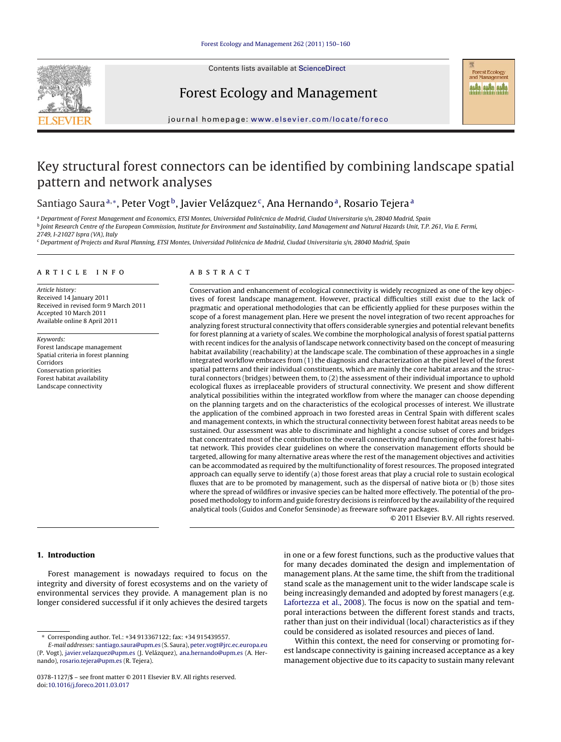# Key structural forest connectors can be identified by combining landscape spatial pattern and network analyses

Santiago Saura[a,*], Peter Vogt[b], Javier Velázquez[c], Ana Hernando[a], Rosario Tejera[a]

[a] Department of Forest Management and Economics, ETSI Montes, Universidad Politécnica de Madrid, Ciudad Universitaria s/n, 28040 Madrid, Spain
[b] Joint Research Centre of the European Commission, Institute for Environment and Sustainability, Land Management and Natural Hazards Unit, T.P. 261, Via E. Fermi, 2749, I-21027 Ispra (VA), Italy
[c] Department of Projects and Rural Planning, ETSI Montes, Universidad Politécnica de Madrid, Ciudad Universitaria s/n, 28040 Madrid, Spain

## ARTICLE INFO

*Article history:*
Received 14 January 2011
Received in revised form 9 March 2011
Accepted 10 March 2011
Available online 8 April 2011

*Keywords:*
Forest landscape management
Spatial criteria in forest planning
Corridors
Conservation priorities
Forest habitat availability
Landscape connectivity

## ABSTRACT

Conservation and enhancement of ecological connectivity is widely recognized as one of the key objectives of forest landscape management. However, practical difficulties still exist due to the lack of pragmatic and operational methodologies that can be efficiently applied for these purposes within the scope of a forest management plan. Here we present the novel integration of two recent approaches for analyzing forest structural connectivity that offers considerable synergies and potential relevant benefits for forest planning at a variety of scales. We combine the morphological analysis of forest spatial patterns with recent indices for the analysis of landscape network connectivity based on the concept of measuring habitat availability (reachability) at the landscape scale. The combination of these approaches in a single integrated workflow embraces from (1) the diagnosis and characterization at the pixel level of the forest spatial patterns and their individual constituents, which are mainly the core habitat areas and the structural connectors (bridges) between them, to (2) the assessment of their individual importance to uphold ecological fluxes as irreplaceable providers of structural connectivity. We present and show different analytical possibilities within the integrated workflow from where the manager can choose depending on the planning targets and on the characteristics of the ecological processes of interest. We illustrate the application of the combined approach in two forested areas in Central Spain with different scales and management contexts, in which the structural connectivity between forest habitat areas needs to be sustained. Our assessment was able to discriminate and highlight a concise subset of cores and bridges that concentrated most of the contribution to the overall connectivity and functioning of the forest habitat network. This provides clear guidelines on where the conservation management efforts should be targeted, allowing for many alternative areas where the rest of the management objectives and activities can be accommodated as required by the multifunctionality of forest resources. The proposed integrated approach can equally serve to identify (a) those forest areas that play a crucial role to sustain ecological fluxes that are to be promoted by management, such as the dispersal of native biota or (b) those sites where the spread of wildfires or invasive species can be halted more effectively. The potential of the proposed methodology to inform and guide forestry decisions is reinforced by the availability of the required analytical tools (Guidos and Conefor Sensinode) as freeware software packages.

© 2011 Elsevier B.V. All rights reserved.

## 1. Introduction

Forest management is nowadays required to focus on the integrity and diversity of forest ecosystems and on the variety of environmental services they provide. A management plan is no longer considered successful if it only achieves the desired targets in one or a few forest functions, such as the productive values that for many decades dominated the design and implementation of management plans. At the same time, the shift from the traditional stand scale as the management unit to the wider landscape scale is being increasingly demanded and adopted by forest managers (e.g. Lafortezza et al., 2008). The focus is now on the spatial and temporal interactions between the different forest stands and tracts, rather than just on their individual (local) characteristics as if they could be considered as isolated resources and pieces of land.

Within this context, the need for conserving or promoting forest landscape connectivity is gaining increased acceptance as a key management objective due to its capacity to sustain many relevant

* Corresponding author. Tel.: +34 913367122; fax: +34 915439557.
*E-mail addresses:* santiago.saura@upm.es (S. Saura), peter.vogt@jrc.ec.europa.eu (P. Vogt), javier.velazquez@upm.es (J. Velázquez), ana.hernando@upm.es (A. Hernando), rosario.tejera@upm.es (R. Tejera).

0378-1127/$ – see front matter © 2011 Elsevier B.V. All rights reserved.
doi:10.1016/j.foreco.2011.03.017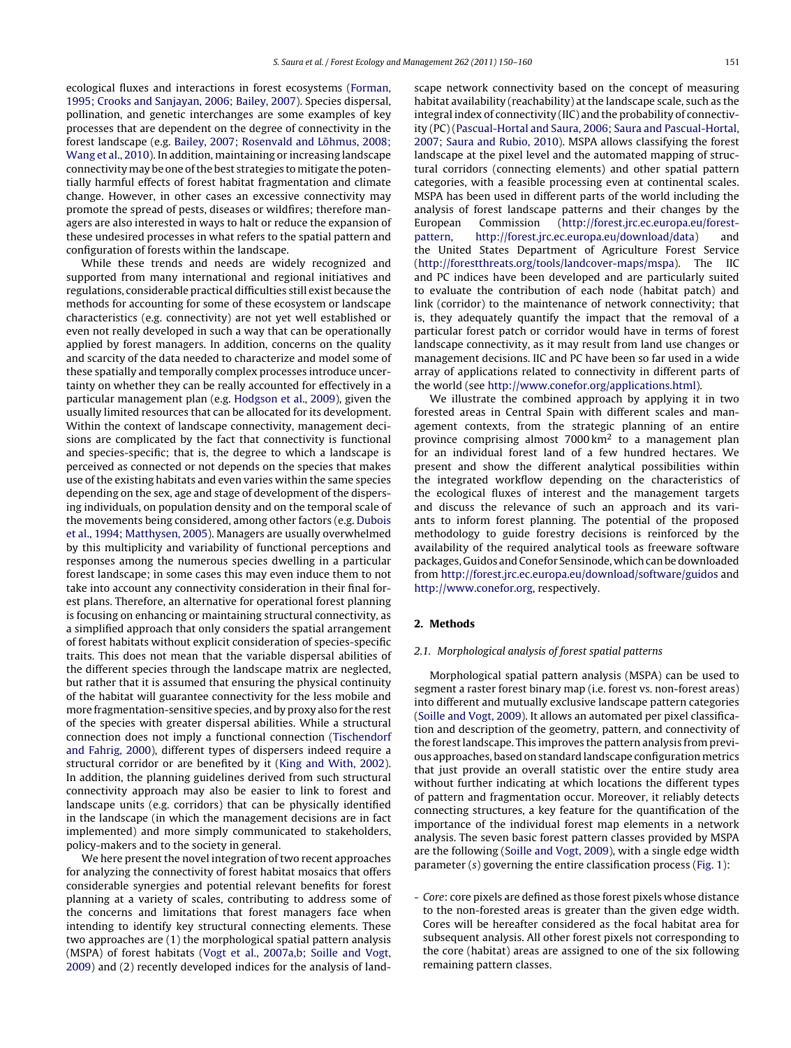ecological fluxes and interactions in forest ecosystems (Forman, 1995; Crooks and Sanjayan, 2006; Bailey, 2007). Species dispersal, pollination, and genetic interchanges are some examples of key processes that are dependent on the degree of connectivity in the forest landscape (e.g. Bailey, 2007; Rosenvald and Lõhmus, 2008; Wang et al., 2010). In addition, maintaining or increasing landscape connectivity may be one of the best strategies to mitigate the potentially harmful effects of forest habitat fragmentation and climate change. However, in other cases an excessive connectivity may promote the spread of pests, diseases or wildfires; therefore managers are also interested in ways to halt or reduce the expansion of these undesired processes in what refers to the spatial pattern and configuration of forests within the landscape.

While these trends and needs are widely recognized and supported from many international and regional initiatives and regulations, considerable practical difficulties still exist because the methods for accounting for some of these ecosystem or landscape characteristics (e.g. connectivity) are not yet well established or even not really developed in such a way that can be operationally applied by forest managers. In addition, concerns on the quality and scarcity of the data needed to characterize and model some of these spatially and temporally complex processes introduce uncertainty on whether they can be really accounted for effectively in a particular management plan (e.g. Hodgson et al., 2009), given the usually limited resources that can be allocated for its development. Within the context of landscape connectivity, management decisions are complicated by the fact that connectivity is functional and species-specific; that is, the degree to which a landscape is perceived as connected or not depends on the species that makes use of the existing habitats and even varies within the same species depending on the sex, age and stage of development of the dispersing individuals, on population density and on the temporal scale of the movements being considered, among other factors (e.g. Dubois et al., 1994; Matthysen, 2005). Managers are usually overwhelmed by this multiplicity and variability of functional perceptions and responses among the numerous species dwelling in a particular forest landscape; in some cases this may even induce them to not take into account any connectivity consideration in their final forest plans. Therefore, an alternative for operational forest planning is focusing on enhancing or maintaining structural connectivity, as a simplified approach that only considers the spatial arrangement of forest habitats without explicit consideration of species-specific traits. This does not mean that the variable dispersal abilities of the different species through the landscape matrix are neglected, but rather that it is assumed that ensuring the physical continuity of the habitat will guarantee connectivity for the less mobile and more fragmentation-sensitive species, and by proxy also for the rest of the species with greater dispersal abilities. While a structural connection does not imply a functional connection (Tischendorf and Fahrig, 2000), different types of dispersers indeed require a structural corridor or are benefited by it (King and With, 2002). In addition, the planning guidelines derived from such structural connectivity approach may also be easier to link to forest and landscape units (e.g. corridors) that can be physically identified in the landscape (in which the management decisions are in fact implemented) and more simply communicated to stakeholders, policy-makers and to the society in general.

We here present the novel integration of two recent approaches for analyzing the connectivity of forest habitat mosaics that offers considerable synergies and potential relevant benefits for forest planning at a variety of scales, contributing to address some of the concerns and limitations that forest managers face when intending to identify key structural connecting elements. These two approaches are (1) the morphological spatial pattern analysis (MSPA) of forest habitats (Vogt et al., 2007a,b; Soille and Vogt, 2009) and (2) recently developed indices for the analysis of landscape network connectivity based on the concept of measuring habitat availability (reachability) at the landscape scale, such as the integral index of connectivity (IIC) and the probability of connectivity (PC) (Pascual-Hortal and Saura, 2006; Saura and Pascual-Hortal, 2007; Saura and Rubio, 2010). MSPA allows classifying the forest landscape at the pixel level and the automated mapping of structural corridors (connecting elements) and other spatial pattern categories, with a feasible processing even at continental scales. MSPA has been used in different parts of the world including the analysis of forest landscape patterns and their changes by the European Commission (http://forest.jrc.ec.europa.eu/forest-pattern, http://forest.jrc.ec.europa.eu/download/data) and the United States Department of Agriculture Forest Service (http://forestthreats.org/tools/landcover-maps/mspa). The IIC and PC indices have been developed and are particularly suited to evaluate the contribution of each node (habitat patch) and link (corridor) to the maintenance of network connectivity; that is, they adequately quantify the impact that the removal of a particular forest patch or corridor would have in terms of forest landscape connectivity, as it may result from land use changes or management decisions. IIC and PC have been so far used in a wide array of applications related to connectivity in different parts of the world (see http://www.conefor.org/applications.html).

We illustrate the combined approach by applying it in two forested areas in Central Spain with different scales and management contexts, from the strategic planning of an entire province comprising almost 7000 km$^2$ to a management plan for an individual forest land of a few hundred hectares. We present and show the different analytical possibilities within the integrated workflow depending on the characteristics of the ecological fluxes of interest and the management targets and discuss the relevance of such an approach and its variants to inform forest planning. The potential of the proposed methodology to guide forestry decisions is reinforced by the availability of the required analytical tools as freeware software packages, Guidos and Conefor Sensinode, which can be downloaded from http://forest.jrc.ec.europa.eu/download/software/guidos and http://www.conefor.org, respectively.

## 2. Methods

### 2.1. Morphological analysis of forest spatial patterns

Morphological spatial pattern analysis (MSPA) can be used to segment a raster forest binary map (i.e. forest vs. non-forest areas) into different and mutually exclusive landscape pattern categories (Soille and Vogt, 2009). It allows an automated per pixel classification and description of the geometry, pattern, and connectivity of the forest landscape. This improves the pattern analysis from previous approaches, based on standard landscape configuration metrics that just provide an overall statistic over the entire study area without further indicating at which locations the different types of pattern and fragmentation occur. Moreover, it reliably detects connecting structures, a key feature for the quantification of the importance of the individual forest map elements in a network analysis. The seven basic forest pattern classes provided by MSPA are the following (Soille and Vogt, 2009), with a single edge width parameter ($s$) governing the entire classification process (Fig. 1):

- *Core*: core pixels are defined as those forest pixels whose distance to the non-forested areas is greater than the given edge width. Cores will be hereafter considered as the focal habitat area for subsequent analysis. All other forest pixels not corresponding to the core (habitat) areas are assigned to one of the six following remaining pattern classes.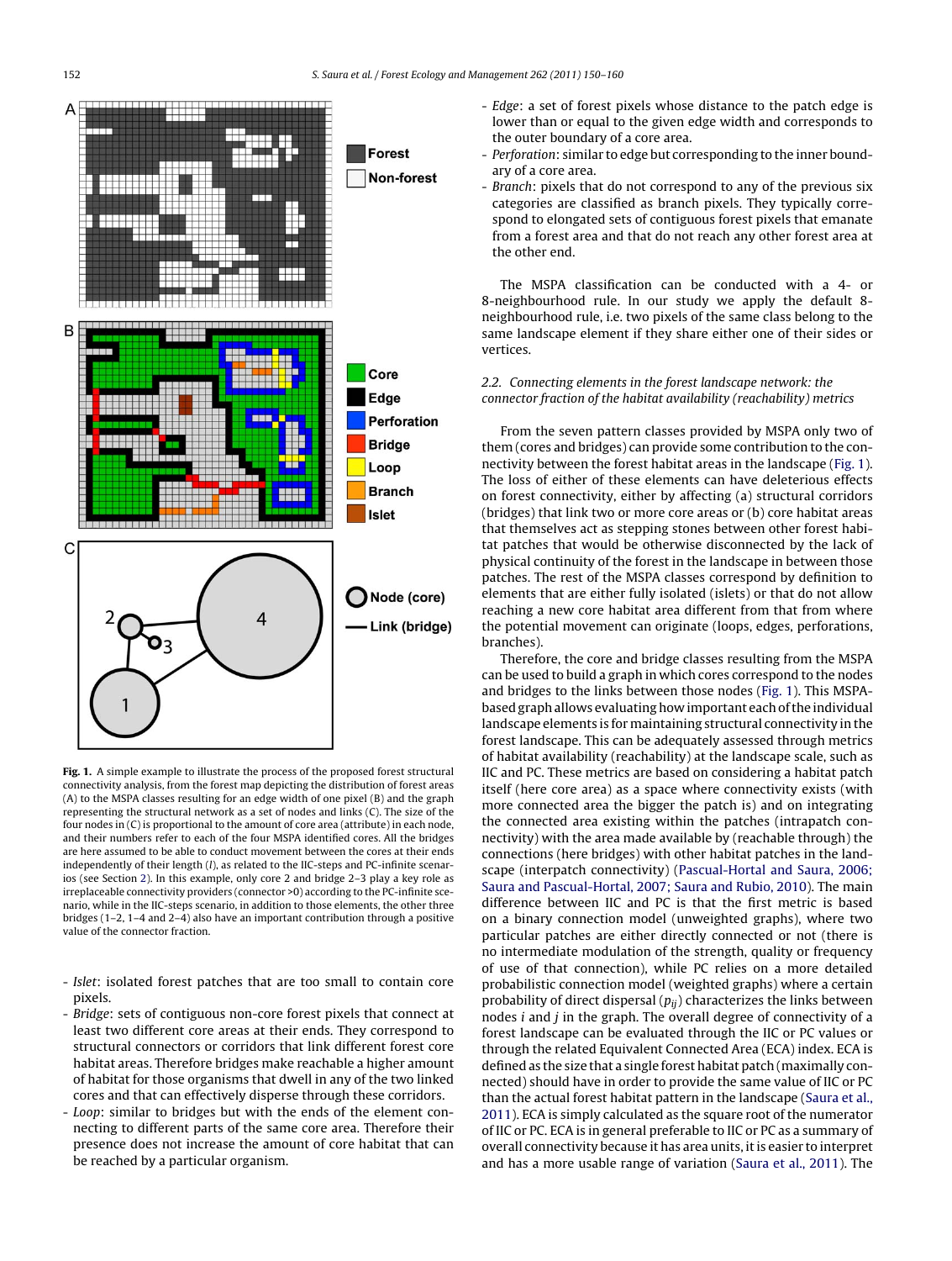A

Forest

Non-forest

B

Core

Edge

Perforation

Bridge

Loop

Branch

Islet

C

2

3

4

1

Node (core)

Link (bridge)

**Fig. 1.** A simple example to illustrate the process of the proposed forest structural connectivity analysis, from the forest map depicting the distribution of forest areas (A) to the MSPA classes resulting for an edge width of one pixel (B) and the graph representing the structural network as a set of nodes and links (C). The size of the four nodes in (C) is proportional to the amount of core area (attribute) in each node, and their numbers refer to each of the four MSPA identified cores. All the bridges are here assumed to be able to conduct movement between the cores at their ends independently of their length ($l$), as related to the IIC-steps and PC-infinite scenarios (see Section 2). In this example, only core 2 and bridge 2–3 play a key role as irreplaceable connectivity providers (connector >0) according to the PC-infinite scenario, while in the IIC-steps scenario, in addition to those elements, the other three bridges (1–2, 1–4 and 2–4) also have an important contribution through a positive value of the connector fraction.

- *Islet*: isolated forest patches that are too small to contain core pixels.
- *Bridge*: sets of contiguous non-core forest pixels that connect at least two different core areas at their ends. They correspond to structural connectors or corridors that link different forest core habitat areas. Therefore bridges make reachable a higher amount of habitat for those organisms that dwell in any of the two linked cores and that can effectively disperse through these corridors.
- *Loop*: similar to bridges but with the element connecting to different parts of the same core area. Therefore their presence does not increase the amount of core habitat that can be reached by a particular organism.
- *Edge*: a set of forest pixels whose distance to the patch edge is lower than or equal to the given edge width and corresponds to the outer boundary of a core area.
- *Perforation*: similar to edge but corresponding to the inner boundary of a core area.
- *Branch*: pixels that do not correspond to any of the previous six categories are classified as branch pixels. They typically correspond to elongated sets of contiguous forest pixels that emanate from a forest area and that do not reach any other forest area at the other end.

The MSPA classification can be conducted with a 4- or 8-neighbourhood rule. In our study we apply the default 8-neighbourhood rule, i.e. two pixels of the same class belong to the same landscape element if they share either one of their sides or vertices.

### 2.2. Connecting elements in the forest landscape network: the connector fraction of the habitat availability (reachability) metrics

From the seven pattern classes provided by MSPA only two of them (cores and bridges) can provide some contribution to the connectivity between the forest habitat areas in the landscape (Fig. 1). The loss of either of these elements can have deleterious effects on forest connectivity, either by affecting (a) structural corridors (bridges) that link two or more core areas or (b) core habitat areas that themselves act as stepping stones between other forest habitat patches that would be otherwise disconnected by the lack of physical continuity of the forest in the landscape in between those patches. The rest of the MSPA classes correspond by definition to elements that are either fully isolated (islets) or that do not allow reaching a new core habitat area different from that from where the potential movement can originate (loops, edges, perforations, branches).

Therefore, the core and bridge classes resulting from the MSPA can be used to build a graph in which cores correspond to the nodes and bridges to the links between those nodes (Fig. 1). This MSPA-based graph allows evaluating how important each of the individual landscape elements is for maintaining structural connectivity in the forest landscape. This can be adequately assessed through metrics of habitat availability (reachability) at the landscape scale, such as IIC and PC. These metrics are based on considering a habitat patch itself (here core area) as a space where connectivity exists (with more connected area the bigger the patch is) and on integrating the connected area existing within the patches (intrapatch connectivity) with the area made available by (reachable through) the connections (here bridges) with other habitat patches in the landscape (interpatch connectivity) (Pascual-Hortal and Saura, 2006; Saura and Pascual-Hortal, 2007; Saura and Rubio, 2010). The main difference between IIC and PC is that the first metric is based on a binary connection model (unweighted graphs), where two particular patches are either directly connected or not (there is no intermediate modulation of the strength, quality or frequency of use of that connection), while PC relies on a more detailed probabilistic connection model (weighted graphs) where a certain probability of direct dispersal ($p_{ij}$) characterizes the links between nodes $i$ and $j$ in the graph. The overall degree of connectivity of a forest landscape can be evaluated through the IIC or PC values or through the related Equivalent Connected Area (ECA) index. ECA is defined as the size that a single forest habitat patch (maximally connected) should have in order to provide the same value of IIC or PC than the actual forest habitat pattern in the landscape (Saura et al., 2011). ECA is simply calculated as the square root of the numerator of IIC or PC. ECA is in general preferable to IIC or PC as a summary of overall connectivity because it has area units, it is easier to interpret and has a more usable range of variation (Saura et al., 2011). The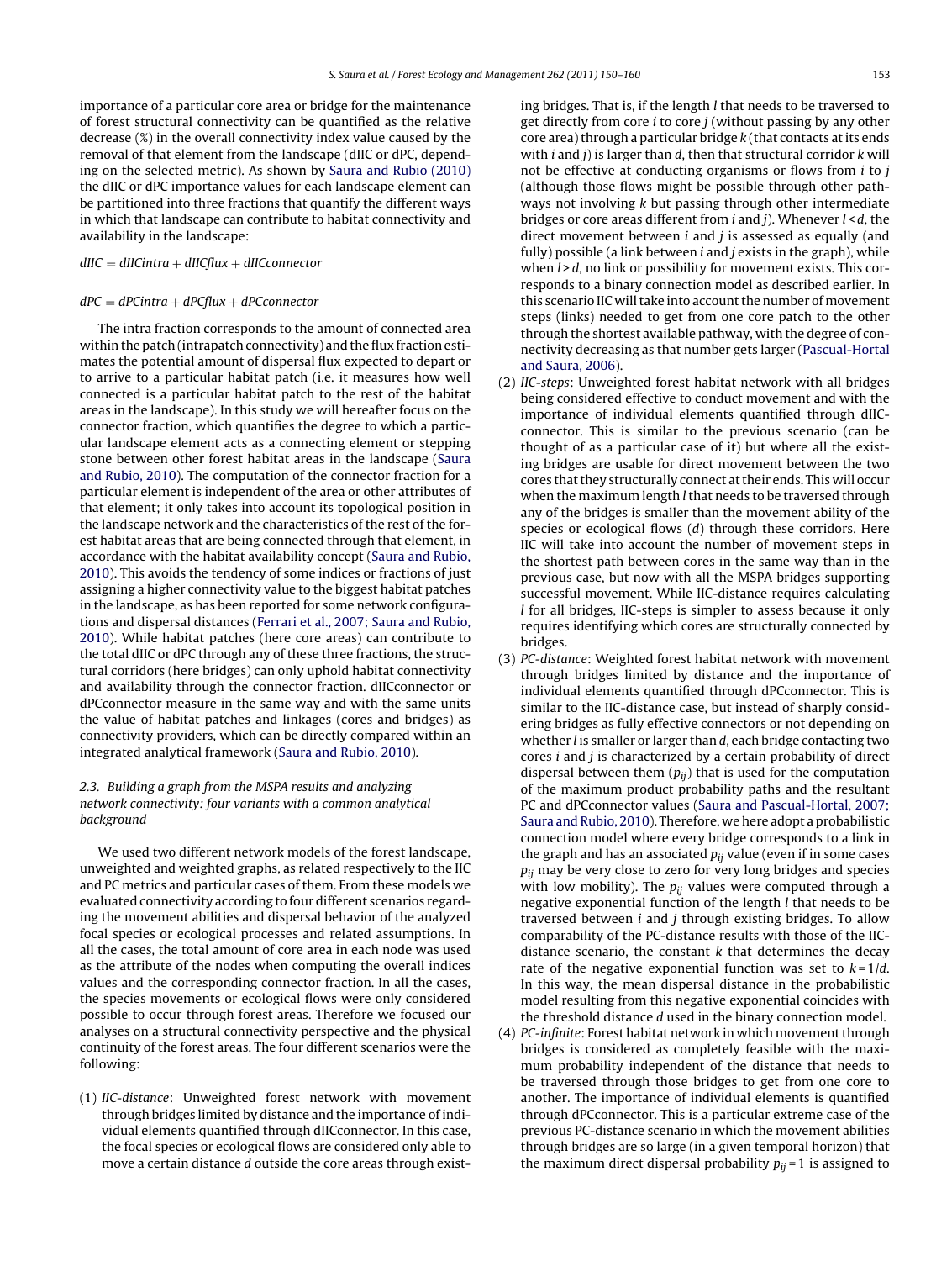importance of a particular core area or bridge for the maintenance of forest structural connectivity can be quantified as the relative decrease (%) in the overall connectivity index value caused by the removal of that element from the landscape (dIIC or dPC, depending on the selected metric). As shown by Saura and Rubio (2010) the dIIC or dPC importance values for each landscape element can be partitioned into three fractions that quantify the different ways in which that landscape can contribute to habitat connectivity and availability in the landscape:

$$dIIC = dIICintra + dIICflux + dIICconnector$$

$$dPC = dPCintra + dPCflux + dPCconnector$$

The intra fraction corresponds to the amount of connected area within the patch (intrapatch connectivity) and the flux fraction estimates the potential amount of dispersal flux expected to depart or to arrive to a particular habitat patch (i.e. it measures how well connected is a particular habitat patch to the rest of the habitat areas in the landscape). In this study we will hereafter focus on the connector fraction, which quantifies the degree to which a particular landscape element acts as a connecting element or stepping stone between other forest habitat areas in the landscape (Saura and Rubio, 2010). The computation of the connector fraction for a particular element is independent of the area or other attributes of that element; it only takes into account its topological position in the landscape network and the characteristics of the rest of the forest habitat areas that are being connected through that element, in accordance with the habitat availability concept (Saura and Rubio, 2010). This avoids the tendency of some indices or fractions of just assigning a higher connectivity value to the biggest habitat patches in the landscape, as has been reported for some network configurations and dispersal distances (Ferrari et al., 2007; Saura and Rubio, 2010). While habitat patches (here core areas) can contribute to the total dIIC or dPC through any of these three fractions, the structural corridors (here bridges) can only uphold habitat connectivity and availability through the connector fraction. dIICconnector or dPCconnector measure in the same way and with the same units the value of habitat patches and linkages (cores and bridges) as connectivity providers, which can be directly compared within an integrated analytical framework (Saura and Rubio, 2010).

### 2.3. Building a graph from the MSPA results and analyzing network connectivity: four variants with a common analytical background

We used two different network models of the forest landscape, unweighted and weighted graphs, as related respectively to the IIC and PC metrics and particular cases of them. From these models we evaluated connectivity according to four different scenarios regarding the movement abilities and dispersal behavior of the analyzed focal species or ecological processes and related assumptions. In all the cases, the total amount of core area in each node was used as the attribute of the nodes when computing the overall indices values and the corresponding connector fraction. In all the cases, the species movements or ecological flows were only considered possible to occur through forest areas. Therefore we focused our analyses on a structural connectivity perspective and the physical continuity of the forest areas. The four different scenarios were the following:

(1) *IIC-distance*: Unweighted forest network with movement through bridges limited by distance and the importance of individual elements quantified through dIICconnector. In this case, the focal species or ecological flows are considered only able to move a certain distance $d$ outside the core areas through existing bridges. That is, if the length $l$ that needs to be traversed to get directly from core $i$ to core $j$ (without passing by any other core area) through a particular bridge $k$ (that contacts at its ends with $i$ and $j$) is larger than $d$, then that structural corridor $k$ will not be effective at conducting organisms or flows from $i$ to $j$ (although those flows might be possible through other pathways not involving $k$ but passing through other intermediate bridges or core areas different from $i$ and $j$). Whenever $l < d$, the direct movement between $i$ and $j$ is assessed as equally (and fully) possible (a link between $i$ and $j$ exists in the graph), while when $l > d$, no link or possibility for movement exists. This corresponds to a binary connection model as described earlier. In this scenario IIC will take into account the number of movement steps (links) needed to get from one core patch to the other through the shortest available pathway, with the degree of connectivity decreasing as that number gets larger (Pascual-Hortal and Saura, 2006).

(2) *IIC-steps*: Unweighted forest habitat network with all bridges being considered effective to conduct movement and with the importance of individual elements quantified through dIICconnector. This is similar to the previous scenario (can be thought of as a particular case of it) but where all the existing bridges are usable for direct movement between the two cores that they structurally connect at their ends. This will occur when the maximum length $l$ that needs to be traversed through any of the bridges is smaller than the movement ability of the species or ecological flows ($d$) through these corridors. Here IIC will take into account the number of movement steps in the shortest path between cores in the same way than in the previous case, but now with all the MSPA bridges supporting successful movement. While IIC-distance requires calculating $l$ for all bridges, IIC-steps is simpler to assess because it only requires identifying which cores are structurally connected by bridges.

(3) *PC-distance*: Weighted forest habitat network with movement through bridges limited by distance and the importance of individual elements quantified through dPCconnector. This is similar to the IIC-distance case, but instead of sharply considering bridges as fully effective connectors or not depending on whether $l$ is smaller or larger than $d$, each bridge contacting two cores $i$ and $j$ is characterized by a certain probability of direct dispersal between them ($p_{ij}$) that is used for the computation of the maximum product probability paths and the resultant PC and dPCconnector values (Saura and Pascual-Hortal, 2007; Saura and Rubio, 2010). Therefore, we here adopt a probabilistic connection model where every bridge corresponds to a link in the graph and has an associated $p_{ij}$ value (even if in some cases $p_{ij}$ may be very close to zero for very long bridges and species with low mobility). The $p_{ij}$ values were computed through a negative exponential function of the length $l$ that needs to be traversed between $i$ and $j$ through existing bridges. To allow comparability of the PC-distance results with those of the IIC-distance scenario, the constant $k$ that determines the decay rate of the negative exponential function was set to $k = 1/d$. In this way, the mean dispersal distance in the probabilistic model resulting from this negative exponential coincides with the threshold distance $d$ used in the binary connection model.

(4) *PC-infinite*: Forest habitat network in which movement through bridges is considered as completely feasible with the maximum probability independent of the distance that needs to be traversed through those bridges to get from one core to another. The importance of individual elements is quantified through dPCconnector. This is a particular extreme case of the previous PC-distance scenario in which the movement abilities through bridges are so large (in a given temporal horizon) that the maximum direct dispersal probability $p_{ij} = 1$ is assigned to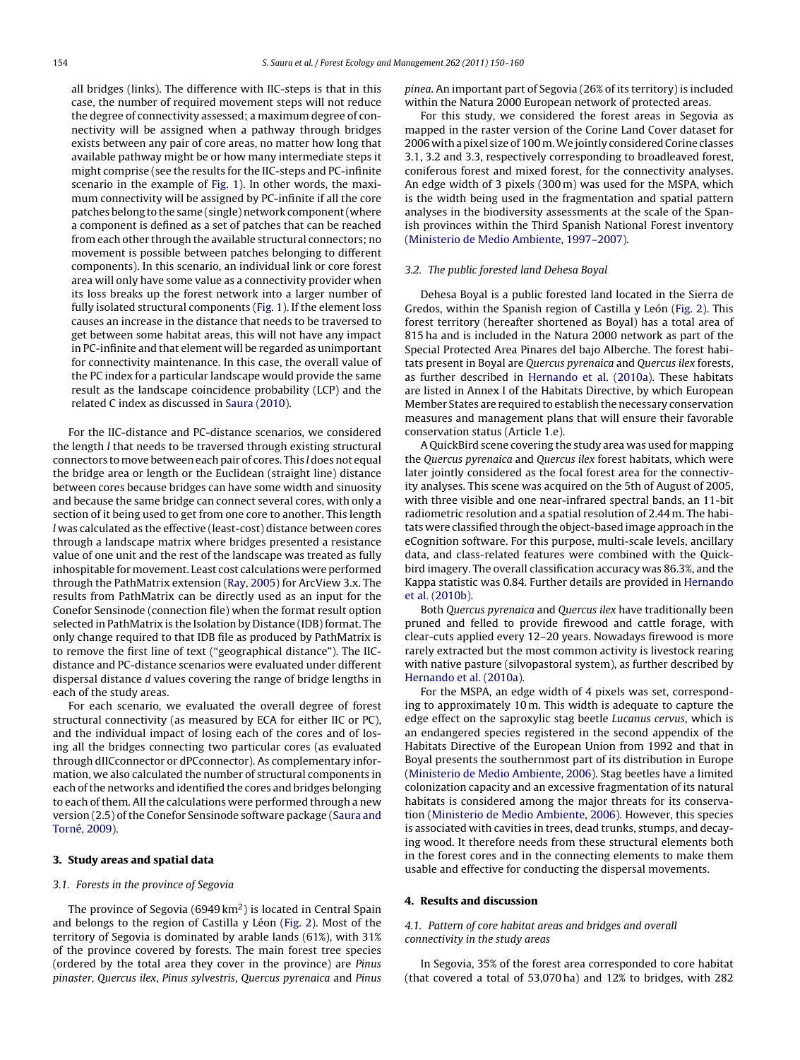all bridges (links). The difference with IIC-steps is that in this case, the number of required movement steps will not reduce the degree of connectivity assessed; a maximum degree of connectivity will be assigned when a pathway through bridges exists between any pair of core areas, no matter how long that available pathway might be or how many intermediate steps it might comprise (see the results for the IIC-steps and PC-infinite scenario in the example of Fig. 1). In other words, the maximum connectivity will be assigned by PC-infinite if all the core patches belong to the same (single) network component (where a component is defined as a set of patches that can be reached from each other through the available structural connectors; no movement is possible between patches belonging to different components). In this scenario, an individual link or core forest area will only have some value as a connectivity provider when its loss breaks up the forest network into a larger number of fully isolated structural components (Fig. 1). If the element loss causes an increase in the distance that needs to be traversed to get between some habitat areas, this will not have any impact in PC-infinite and that element will be regarded as unimportant for connectivity maintenance. In this case, the overall value of the PC index for a particular landscape would provide the same result as the landscape coincidence probability (LCP) and the related C index as discussed in Saura (2010).

For the IIC-distance and PC-distance scenarios, we considered the length $l$ that needs to be traversed through existing structural connectors to move between each pair of cores. This $l$ does not equal the bridge area or length or the Euclidean (straight line) distance between cores because bridges can have some width and sinuosity and because the same bridge can connect several cores, with only a section of it being used to get from one core to another. This length $l$ was calculated as the effective (least-cost) distance between cores through a landscape matrix where bridges presented a resistance value of one unit and the rest of the landscape was treated as fully inhospitable for movement. Least cost calculations were performed through the PathMatrix extension (Ray, 2005) for ArcView 3.x. The results from PathMatrix can be directly used as an input for the Conefor Sensinode (connection file) when the format result option selected in PathMatrix is the Isolation by Distance (IDB) format. The only change required to that IDB file as produced by PathMatrix is to remove the first line of text ("geographical distance"). The IIC-distance and PC-distance scenarios were evaluated under different dispersal distance $d$ values covering the range of bridge lengths in each of the study areas.

For each scenario, we evaluated the overall degree of forest structural connectivity (as measured by ECA for either IIC or PC), and the individual impact of losing each of the cores and of losing all the bridges connecting two particular cores (as evaluated through dIICconnector or dPCconnector). As complementary information, we also calculated the number of structural components in each of the networks and identified the cores and bridges belonging to each of them. All the calculations were performed through a new version (2.5) of the Conefor Sensinode software package (Saura and Torné, 2009).

## 3. Study areas and spatial data

### 3.1. Forests in the province of Segovia

The province of Segovia (6949 km$^2$) is located in Central Spain and belongs to the region of Castilla y Léon (Fig. 2). Most of the territory of Segovia is dominated by arable lands (61%), with 31% of the province covered by forests. The main forest tree species (ordered by the total area they cover in the province) are *Pinus pinaster*, *Quercus ilex*, *Pinus sylvestris*, *Quercus pyrenaica* and *Pinus pinea*. An important part of Segovia (26% of its territory) is included within the Natura 2000 European network of protected areas.

For this study, we considered the forest areas in Segovia as mapped in the raster version of the Corine Land Cover dataset for 2006 with a pixel size of 100 m. We jointly considered Corine classes 3.1, 3.2 and 3.3, respectively corresponding to broadleaved forest, coniferous forest and mixed forest, for the connectivity analyses. An edge width of 3 pixels (300 m) was used for the MSPA, which is the width being used in the fragmentation and spatial pattern analyses in the biodiversity assessments at the scale of the Spanish provinces within the Third Spanish National Forest inventory (Ministerio de Medio Ambiente, 1997–2007).

### 3.2. The public forested land Dehesa Boyal

Dehesa Boyal is a public forested land located in the Sierra de Gredos, within the Spanish region of Castilla y León (Fig. 2). This forest territory (hereafter shortened as Boyal) has a total area of 815 ha and is included in the Natura 2000 network as part of the Special Protected Area Pinares del bajo Alberche. The forest habitats present in Boyal are *Quercus pyrenaica* and *Quercus ilex* forests, as further described in Hernando et al. (2010a). These habitats are listed in Annex I of the Habitats Directive, by which European Member States are required to establish the necessary conservation measures and management plans that will ensure their favorable conservation status (Article 1.e).

A QuickBird scene covering the study area was used for mapping the *Quercus pyrenaica* and *Quercus ilex* forest habitats, which were later jointly considered as the focal forest area for the connectivity analyses. This scene was acquired on the 5th of August of 2005, with three visible and one near-infrared spectral bands, an 11-bit radiometric resolution and a spatial resolution of 2.44 m. The habitats were classified through the object-based image approach in the eCognition software. For this purpose, multi-scale levels, ancillary data, and class-related features were combined with the Quickbird imagery. The overall classification accuracy was 86.3%, and the Kappa statistic was 0.84. Further details are provided in Hernando et al. (2010b).

Both *Quercus pyrenaica* and *Quercus ilex* have traditionally been pruned and felled to provide firewood and cattle forage, with clear-cuts applied every 12–20 years. Nowadays firewood is more rarely extracted but the most common activity is livestock rearing with native pasture (silvopastoral system), as further described by Hernando et al. (2010a).

For the MSPA, an edge width of 4 pixels was set, corresponding to approximately 10 m. This width is adequate to capture the edge effect on the saproxylic stag beetle *Lucanus cervus*, which is an endangered species registered in the second appendix of the Habitats Directive of the European Union from 1992 and that in Boyal presents the southernmost part of its distribution in Europe (Ministerio de Medio Ambiente, 2006). Stag beetles have a limited colonization capacity and an excessive fragmentation of its natural habitats is considered among the major threats for its conservation (Ministerio de Medio Ambiente, 2006). However, this species is associated with cavities in trees, dead trunks, stumps, and decaying wood. It therefore needs from these structural elements both in the forest cores and in the connecting elements to make them usable and effective for conducting the dispersal movements.

## 4. Results and discussion

### 4.1. Pattern of core habitat areas and bridges and overall connectivity in the study areas

In Segovia, 35% of the forest area corresponded to core habitat (that covered a total of 53,070 ha) and 12% to bridges, with 282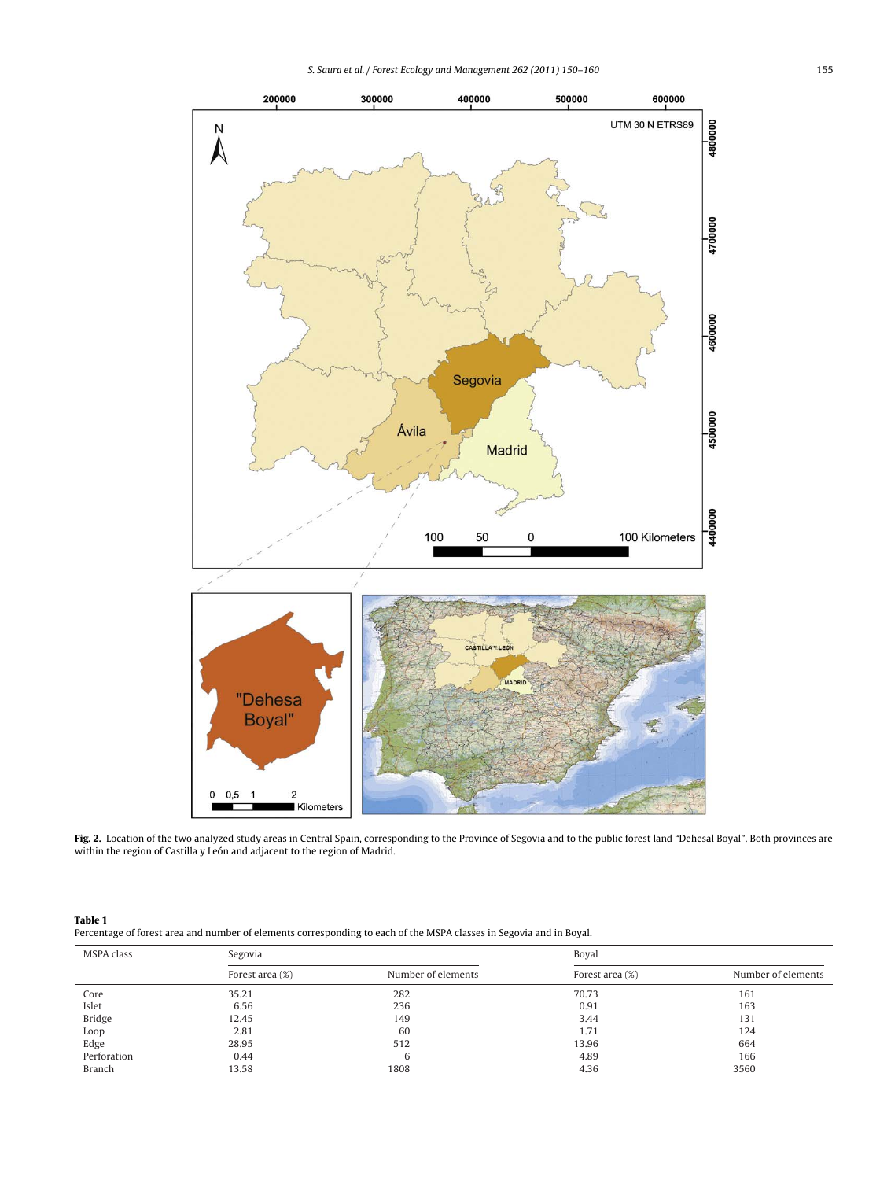**Fig. 2.** Location of the two analyzed study areas in Central Spain, corresponding to the Province of Segovia and to the public forest land "Dehesal Boyal". Both provinces are within the region of Castilla y León and adjacent to the region of Madrid.

**Table 1**
Percentage of forest area and number of elements corresponding to each of the MSPA classes in Segovia and in Boyal.

| MSPA class | Segovia | | Boyal | |
|---|---|---|---|---|
| | Forest area (%) | Number of elements | Forest area (%) | Number of elements |
| Core | 35.21 | 282 | 70.73 | 161 |
| Islet | 6.56 | 236 | 0.91 | 163 |
| Bridge | 12.45 | 149 | 3.44 | 131 |
| Loop | 2.81 | 60 | 1.71 | 124 |
| Edge | 28.95 | 512 | 13.96 | 664 |
| Perforation | 0.44 | 6 | 4.89 | 166 |
| Branch | 13.58 | 1808 | 4.36 | 3560 |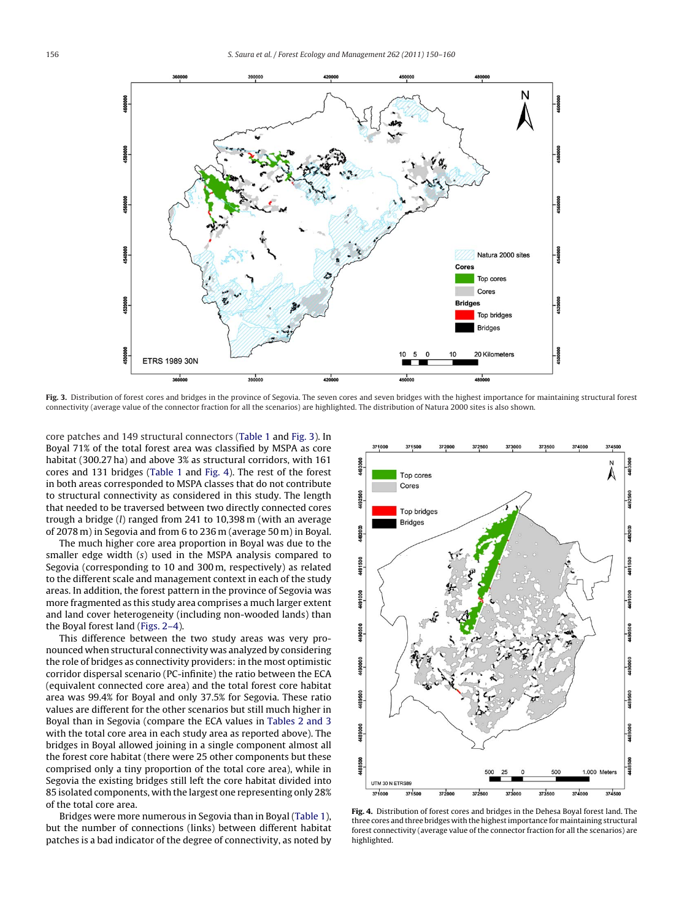Fig. 3. Distribution of forest cores and bridges in the province of Segovia. The seven cores and seven bridges with the highest importance for maintaining structural forest connectivity (average value of the connector fraction for all the scenarios) are highlighted. The distribution of Natura 2000 sites is also shown.

core patches and 149 structural connectors (Table 1 and Fig. 3). In Boyal 71% of the total forest area was classified by MSPA as core habitat (300.27 ha) and above 3% as structural corridors, with 161 cores and 131 bridges (Table 1 and Fig. 4). The rest of the forest in both areas corresponded to MSPA classes that do not contribute to structural connectivity as considered in this study. The length that needed to be traversed between two directly connected cores trough a bridge ($l$) ranged from 241 to 10,398 m (with an average of 2078 m) in Segovia and from 6 to 236 m (average 50 m) in Boyal.

The much higher core area proportion in Boyal was due to the smaller edge width ($s$) used in the MSPA analysis compared to Segovia (corresponding to 10 and 300 m, respectively) as related to the different scale and management context in each of the study areas. In addition, the forest pattern in the province of Segovia was more fragmented as this study area comprises a much larger extent and land cover heterogeneity (including non-wooded lands) than the Boyal forest land (Figs. 2–4).

This difference between the two study areas was very pronounced when structural connectivity was analyzed by considering the role of bridges as connectivity providers: in the most optimistic corridor dispersal scenario (PC-infinite) the ratio between the ECA (equivalent connected core area) and the total forest core habitat area was 99.4% for Boyal and only 37.5% for Segovia. These ratio values are different for the other scenarios but still much higher in Boyal than in Segovia (compare the ECA values in Tables 2 and 3 with the total core area in each study area as reported above). The bridges in Boyal allowed joining in a single component almost all the forest core habitat (there were 25 other components but these comprised only a tiny proportion of the total core area), while in Segovia the existing bridges still left the core habitat divided into 85 isolated components, with the largest one representing only 28% of the total core area.

Bridges were more numerous in Segovia than in Boyal (Table 1), but the number of connections (links) between different habitat patches is a bad indicator of the degree of connectivity, as noted by

Fig. 4. Distribution of forest cores and bridges in the Dehesa Boyal forest land. The three cores and three bridges with the highest importance for maintaining structural forest connectivity (average value of the connector fraction for all the scenarios) are highlighted.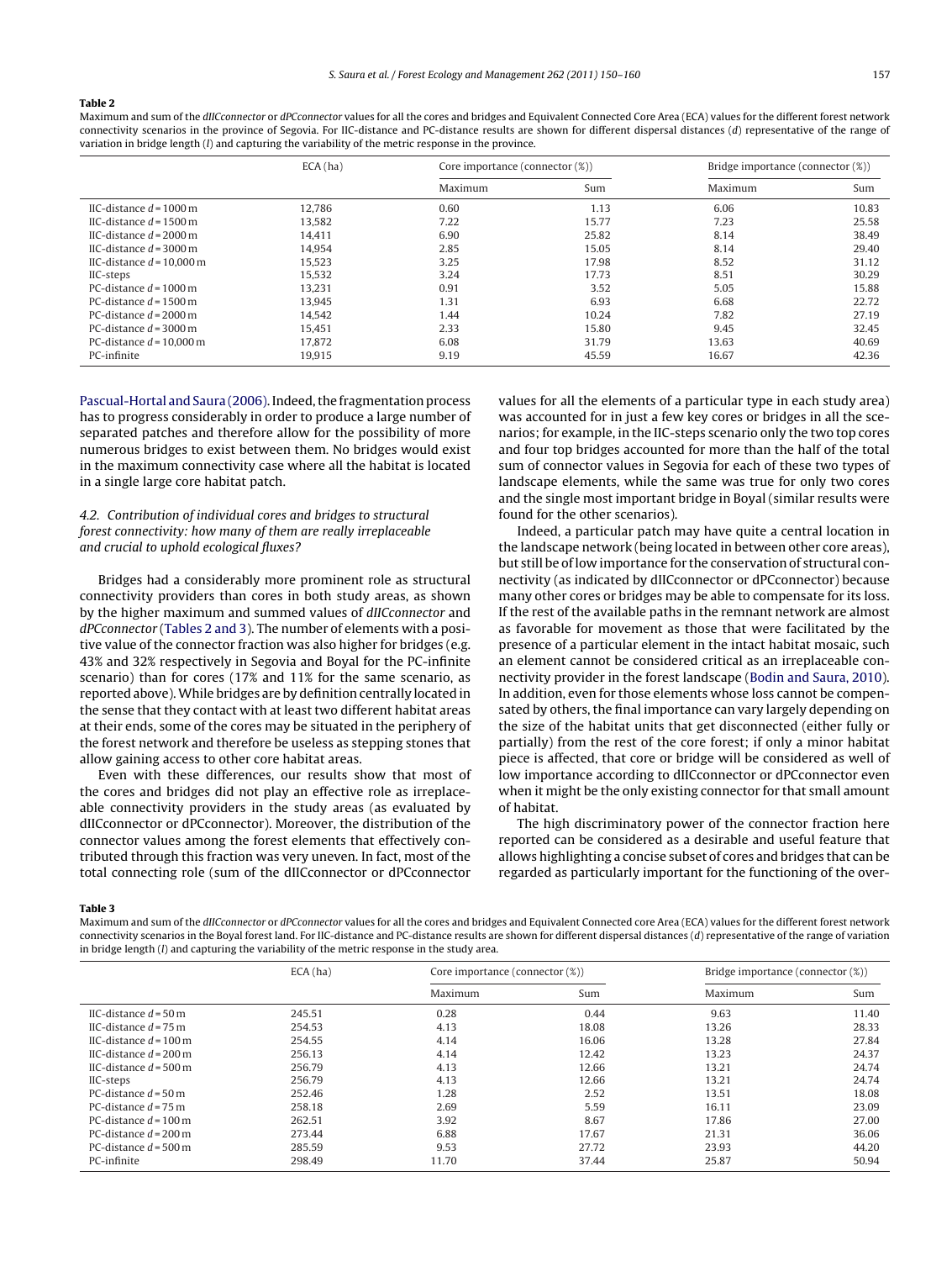**Table 2**

Maximum and sum of the *dIICconnector* or *dPCconnector* values for all the cores and bridges and Equivalent Connected Core Area (ECA) values for the different forest network connectivity scenarios in the province of Segovia. For IIC-distance and PC-distance results are shown for different dispersal distances (*d*) representative of the range of variation in bridge length (*l*) and capturing the variability of the metric response in the province.

| | ECA (ha) | Core importance (connector (%)) | | Bridge importance (connector (%)) | |
|---|---|---|---|---|---|
| | | Maximum | Sum | Maximum | Sum |
| IIC-distance $d$ = 1000 m | 12,786 | 0.60 | 1.13 | 6.06 | 10.83 |
| IIC-distance $d$ = 1500 m | 13,582 | 7.22 | 15.77 | 7.23 | 25.58 |
| IIC-distance $d$ = 2000 m | 14,411 | 6.90 | 25.82 | 8.14 | 38.49 |
| IIC-distance $d$ = 3000 m | 14,954 | 2.85 | 15.05 | 8.14 | 29.40 |
| IIC-distance $d$ = 10,000 m | 15,523 | 3.25 | 17.98 | 8.52 | 31.12 |
| IIC-steps | 15,532 | 3.24 | 17.73 | 8.51 | 30.29 |
| PC-distance $d$ = 1000 m | 13,231 | 0.91 | 3.52 | 5.05 | 15.88 |
| PC-distance $d$ = 1500 m | 13,945 | 1.31 | 6.93 | 6.68 | 22.72 |
| PC-distance $d$ = 2000 m | 14,542 | 1.44 | 10.24 | 7.82 | 27.19 |
| PC-distance $d$ = 3000 m | 15,451 | 2.33 | 15.80 | 9.45 | 32.45 |
| PC-distance $d$ = 10,000 m | 17,872 | 6.08 | 31.79 | 13.63 | 40.69 |
| PC-infinite | 19,915 | 9.19 | 45.59 | 16.67 | 42.36 |

Pascual-Hortal and Saura (2006). Indeed, the fragmentation process has to progress considerably in order to produce a large number of separated patches and therefore allow for the possibility of more numerous bridges to exist between them. No bridges would exist in the maximum connectivity case where all the habitat is located in a single large core habitat patch.

### 4.2. Contribution of individual cores and bridges to structural forest connectivity: how many of them are really irreplaceable and crucial to uphold ecological fluxes?

Bridges had a considerably more prominent role as structural connectivity providers than cores in both study areas, as shown by the higher maximum and summed values of *dIICconnector* and *dPCconnector* (Tables 2 and 3). The number of elements with a positive value of the connector fraction was also higher for bridges (e.g. 43% and 32% respectively in Segovia and Boyal for the PC-infinite scenario) than for cores (17% and 11% for the same scenario, as reported above). While bridges are by definition centrally located in the sense that they contact with at least two different habitat areas at their ends, some of the cores may be situated in the periphery of the forest network and therefore be useless as stepping stones that allow gaining access to other core habitat areas.

Even with these differences, our results show that most of the cores and bridges did not play an effective role as irreplaceable connectivity providers in the study areas (as evaluated by dIICconnector or dPCconnector). Moreover, the distribution of the connector values among the forest elements that effectively contributed through this fraction was very uneven. In fact, most of the total connecting role (sum of the dIICconnector or dPCconnector values for all the elements of a particular type in each study area) was accounted for in just a few key cores or bridges in all the scenarios; for example, in the IIC-steps scenario only the two top cores and four top bridges accounted for more than the half of the total sum of connector values in Segovia for each of these two types of landscape elements, while the same was true for only two cores and the single most important bridge in Boyal (similar results were found for the other scenarios).

Indeed, a particular patch may have quite a central location in the landscape network (being located in between other core areas), but still be of low importance for the conservation of structural connectivity (as indicated by dIICconnector or dPCconnector) because many other cores or bridges may be able to compensate for its loss. If the rest of the available paths in the remnant network are almost as favorable for movement as those that were facilitated by the presence of a particular element in the intact habitat mosaic, such an element cannot be considered critical as an irreplaceable connectivity provider in the forest landscape (Bodin and Saura, 2010). In addition, even for those elements whose loss cannot be compensated by others, the final importance can vary largely depending on the size of the habitat units that get disconnected (either fully or partially) from the rest of the core forest; if only a minor habitat piece is affected, that core or bridge will be considered as well of low importance according to dIICconnector or dPCconnector even when it might be the only existing connector for that small amount of habitat.

The high discriminatory power of the connector fraction here reported can be considered as a desirable and useful feature that allows highlighting a concise subset of cores and bridges that can be regarded as particularly important for the functioning of the over-

**Table 3**

Maximum and sum of the *dIICconnector* or *dPCconnector* values for all the cores and bridges and Equivalent Connected core Area (ECA) values for the different forest network connectivity scenarios in the Boyal forest land. For IIC-distance and PC-distance results are shown for different dispersal distances (*d*) representative of the range of variation in bridge length (*l*) and capturing the variability of the metric response in the study area.

| | ECA (ha) | Core importance (connector (%)) | | Bridge importance (connector (%)) | |
|---|---|---|---|---|---|
| | | Maximum | Sum | Maximum | Sum |
| IIC-distance $d$ = 50 m | 245.51 | 0.28 | 0.44 | 9.63 | 11.40 |
| IIC-distance $d$ = 75 m | 254.53 | 4.13 | 18.08 | 13.26 | 28.33 |
| IIC-distance $d$ = 100 m | 254.55 | 4.14 | 16.06 | 13.28 | 27.84 |
| IIC-distance $d$ = 200 m | 256.13 | 4.14 | 12.42 | 13.23 | 24.37 |
| IIC-distance $d$ = 500 m | 256.79 | 4.13 | 12.66 | 13.21 | 24.74 |
| IIC-steps | 256.79 | 4.13 | 12.66 | 13.21 | 24.74 |
| PC-distance $d$ = 50 m | 252.46 | 1.28 | 2.52 | 13.51 | 18.08 |
| PC-distance $d$ = 75 m | 258.18 | 2.69 | 5.59 | 16.11 | 23.09 |
| PC-distance $d$ = 100 m | 262.51 | 3.92 | 8.67 | 17.86 | 27.00 |
| PC-distance $d$ = 200 m | 273.44 | 6.88 | 17.67 | 21.31 | 36.06 |
| PC-distance $d$ = 500 m | 285.59 | 9.53 | 27.72 | 23.93 | 44.20 |
| PC-infinite | 298.49 | 11.70 | 37.44 | 25.87 | 50.94 |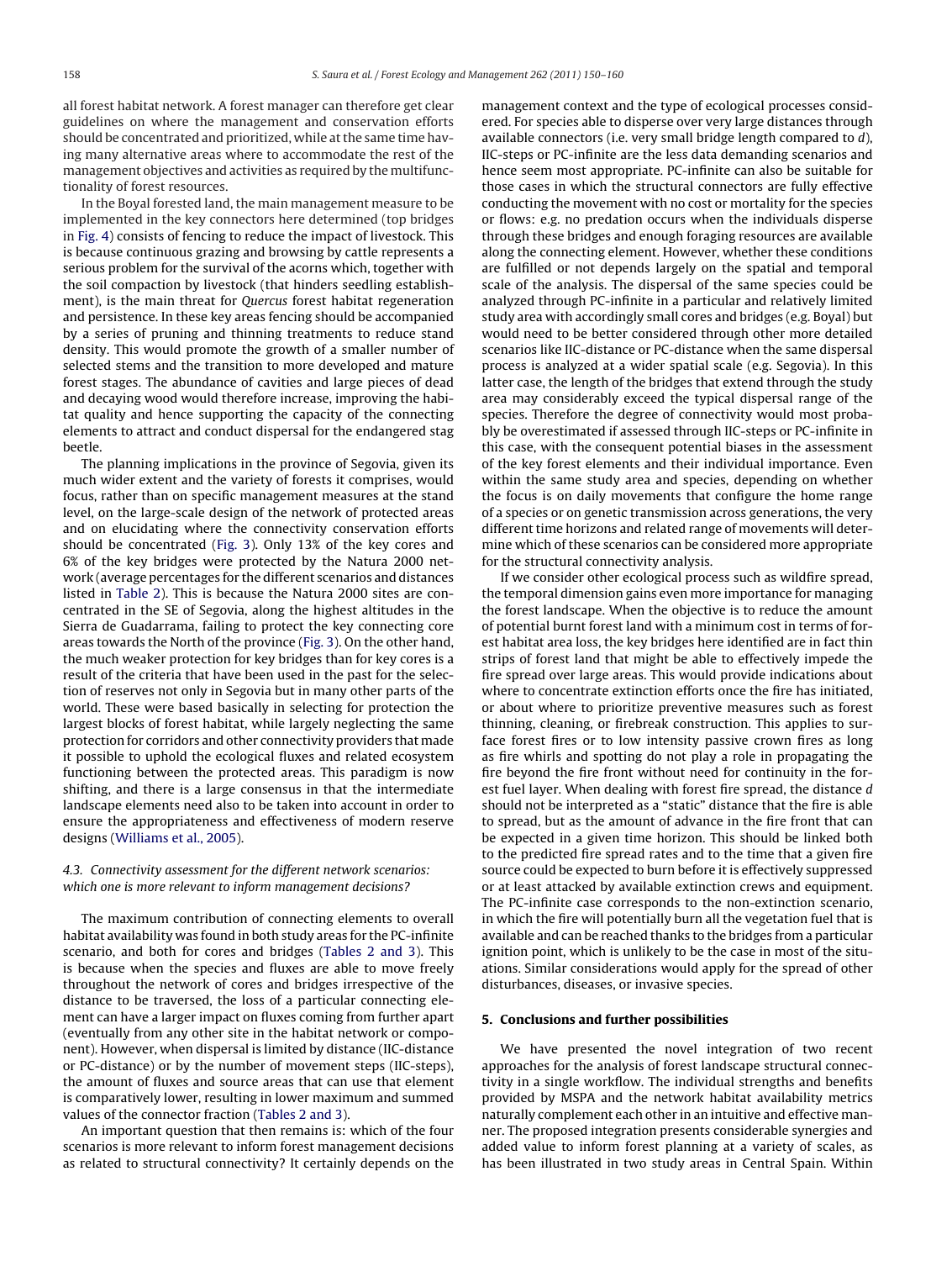all forest habitat network. A forest manager can therefore get clear guidelines on where the management and conservation efforts should be concentrated and prioritized, while at the same time having many alternative areas where to accommodate the rest of the management objectives and activities as required by the multifunctionality of forest resources.

In the Boyal forested land, the main management measure to be implemented in the key connectors here determined (top bridges in Fig. 4) consists of fencing to reduce the impact of livestock. This is because continuous grazing and browsing by cattle represents a serious problem for the survival of the acorns which, together with the soil compaction by livestock (that hinders seedling establishment), is the main threat for *Quercus* forest habitat regeneration and persistence. In these key areas fencing should be accompanied by a series of pruning and thinning treatments to reduce stand density. This would promote the growth of a smaller number of selected stems and the transition to more developed and mature forest stages. The abundance of cavities and large pieces of dead and decaying wood would therefore increase, improving the habitat quality and hence supporting the capacity of the connecting elements to attract and conduct dispersal for the endangered stag beetle.

The planning implications in the province of Segovia, given its much wider extent and the variety of forests it comprises, would focus, rather than on specific management measures at the stand level, on the large-scale design of the network of protected areas and on elucidating where the connectivity conservation efforts should be concentrated (Fig. 3). Only 13% of the key cores and 6% of the key bridges were protected by the Natura 2000 network (average percentages for the different scenarios and distances listed in Table 2). This is because the Natura 2000 sites are concentrated in the SE of Segovia, along the highest altitudes in the Sierra de Guadarrama, failing to protect the key connecting core areas towards the North of the province (Fig. 3). On the other hand, the much weaker protection for key bridges than for key cores is a result of the criteria that have been used in the past for the selection of reserves not only in Segovia but in many other parts of the world. These were based basically in selecting for protection the largest blocks of forest habitat, while largely neglecting the same protection for corridors and other connectivity providers that made it possible to uphold the ecological fluxes and related ecosystem functioning between the protected areas. This paradigm is now shifting, and there is a large consensus in that the intermediate landscape elements need also to be taken into account in order to ensure the appropriateness and effectiveness of modern reserve designs (Williams et al., 2005).

### 4.3. Connectivity assessment for the different network scenarios: which one is more relevant to inform management decisions?

The maximum contribution of connecting elements to overall habitat availability was found in both study areas for the PC-infinite scenario, and both for cores and bridges (Tables 2 and 3). This is because when the species and fluxes are able to move freely throughout the network of cores and bridges irrespective of the distance to be traversed, the loss of a particular connecting element can have a larger impact on fluxes coming from further apart (eventually from any other site in the habitat network or component). However, when dispersal is limited by distance (IIC-distance or PC-distance) or by the number of movement steps (IIC-steps), the amount of fluxes and source areas that can use that element is comparatively lower, resulting in lower maximum and summed values of the connector fraction (Tables 2 and 3).

An important question that then remains is: which of the four scenarios is more relevant to inform forest management decisions as related to structural connectivity? It certainly depends on the management context and the type of ecological processes considered. For species able to disperse over very large distances through available connectors (i.e. very small bridge length compared to *d*), IIC-steps or PC-infinite are the less data demanding scenarios and hence seem most appropriate. PC-infinite can also be suitable for those cases in which the structural connectors are fully effective conducting the movement with no cost or mortality for the species or flows: e.g. no predation occurs when the individuals disperse through these bridges and enough foraging resources are available along the connecting element. However, whether these conditions are fulfilled or not depends largely on the spatial and temporal scale of the analysis. The dispersal of the same species could be analyzed through PC-infinite in a particular and relatively limited study area with accordingly small cores and bridges (e.g. Boyal) but would need to be better considered through other more detailed scenarios like IIC-distance or PC-distance when the same dispersal process is analyzed at a wider spatial scale (e.g. Segovia). In this latter case, the length of the bridges that extend through the study area may considerably exceed the typical dispersal range of the species. Therefore the degree of connectivity would most probably be overestimated if assessed through IIC-steps or PC-infinite in this case, with the consequent potential biases in the assessment of the key forest elements and their individual importance. Even within the same study area and species, depending on whether the focus is on daily movements that configure the home range of a species or on genetic transmission across generations, the very different time horizons and related range of movements will determine which of these scenarios can be considered more appropriate for the structural connectivity analysis.

If we consider other ecological process such as wildfire spread, the temporal dimension gains even more importance for managing the forest landscape. When the objective is to reduce the amount of potential burnt forest land with a minimum cost in terms of forest habitat area loss, the key bridges here identified are in fact thin strips of forest land that might be able to effectively impede the fire spread over large areas. This would provide indications about where to concentrate extinction efforts once the fire has initiated, or about where to prioritize preventive measures such as forest thinning, cleaning, or firebreak construction. This applies to surface forest fires or to low intensity passive crown fires as long as fire whirls and spotting do not play a role in propagating the fire beyond the fire front without need for continuity in the forest fuel layer. When dealing with forest fire spread, the distance *d* should not be interpreted as a "static" distance that the fire is able to spread, but as the amount of advance in the fire front that can be expected in a given time horizon. This should be linked both to the predicted fire spread rates and to the time that a given fire source could be expected to burn before it is effectively suppressed or at least attacked by available extinction crews and equipment. The PC-infinite case corresponds to the non-extinction scenario, in which the fire will potentially burn all the vegetation fuel that is available and can be reached thanks to the bridges from a particular ignition point, which is unlikely to be the case in most of the situations. Similar considerations would apply for the spread of other disturbances, diseases, or invasive species.

## 5. Conclusions and further possibilities

We have presented the novel integration of two recent approaches for the analysis of forest landscape structural connectivity in a single workflow. The individual strengths and benefits provided by MSPA and the network habitat availability metrics naturally complement each other in an intuitive and effective manner. The proposed integration presents considerable synergies and added value to inform forest planning at a variety of scales, as has been illustrated in two study areas in Central Spain. Within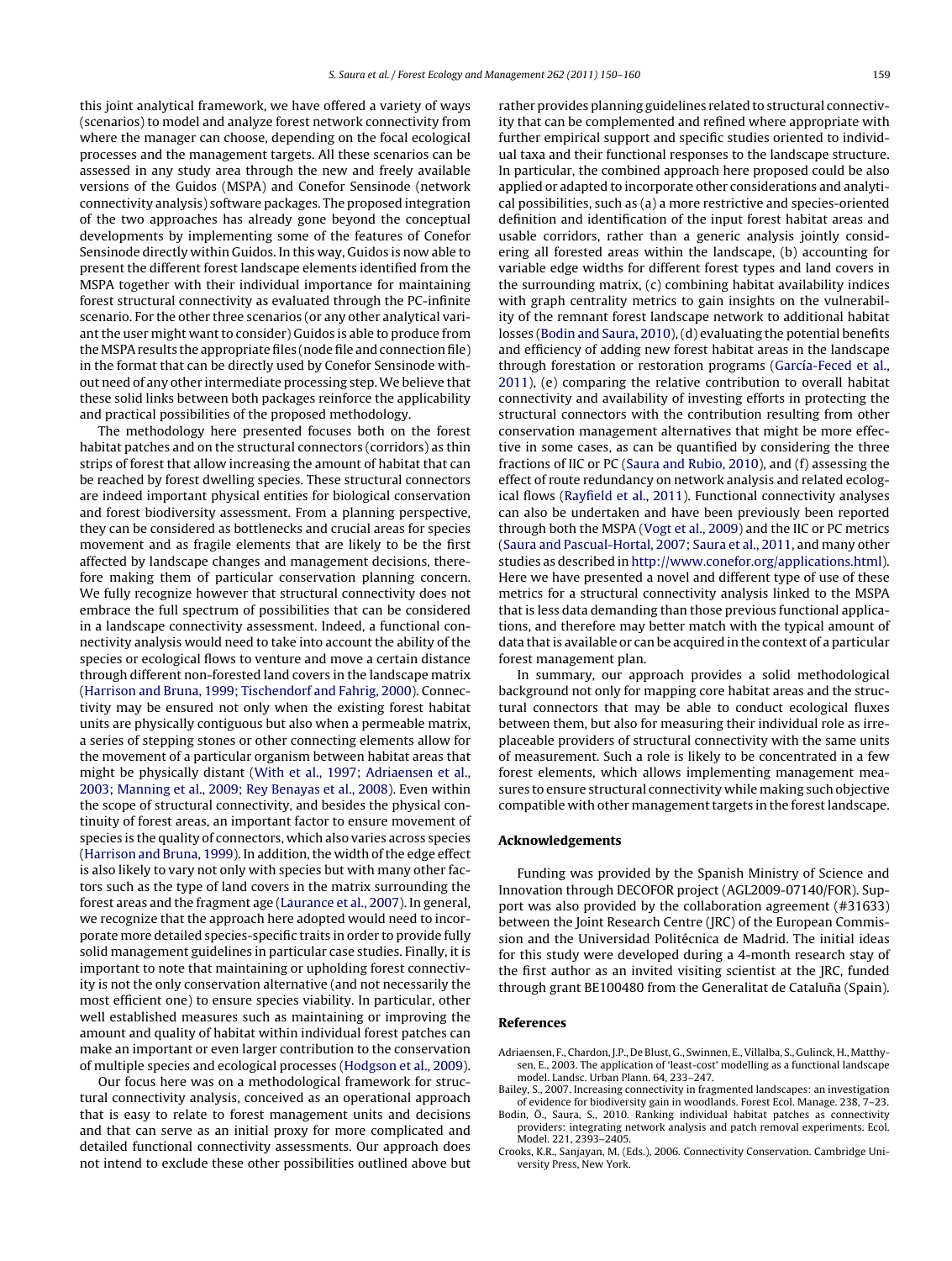this joint analytical framework, we have offered a variety of ways (scenarios) to model and analyze forest network connectivity from where the manager can choose, depending on the focal ecological processes and the management targets. All these scenarios can be assessed in any study area through the new and freely available versions of the Guidos (MSPA) and Conefor Sensinode (network connectivity analysis) software packages. The proposed integration of the two approaches has already gone beyond the conceptual developments by implementing some of the features of Conefor Sensinode directly within Guidos. In this way, Guidos is now able to present the different forest landscape elements identified from the MSPA together with their individual importance for maintaining forest structural connectivity as evaluated through the PC-infinite scenario. For the other three scenarios (or any other analytical variant the user might want to consider) Guidos is able to produce from the MSPA results the appropriate files (node file and connection file) in the format that can be directly used by Conefor Sensinode without need of any other intermediate processing step. We believe that these solid links between both packages reinforce the applicability and practical possibilities of the proposed methodology.

The methodology here presented focuses both on the forest habitat patches and on the structural connectors (corridors) as thin strips of forest that allow increasing the amount of habitat that can be reached by forest dwelling species. These structural connectors are indeed important physical entities for biological conservation and forest biodiversity assessment. From a planning perspective, they can be considered as bottlenecks and crucial areas for species movement and as fragile elements that are likely to be the first affected by landscape changes and management decisions, therefore making them of particular conservation planning concern. We fully recognize however that structural connectivity does not embrace the full spectrum of possibilities that can be considered in a landscape connectivity assessment. Indeed, a functional connectivity analysis would need to take into account the ability of the species or ecological flows to venture and move a certain distance through different non-forested land covers in the landscape matrix (Harrison and Bruna, 1999; Tischendorf and Fahrig, 2000). Connectivity may be ensured not only when the existing forest habitat units are physically contiguous but also when a permeable matrix, a series of stepping stones or other connecting elements allow for the movement of a particular organism between habitat areas that might be physically distant (With et al., 1997; Adriaensen et al., 2003; Manning et al., 2009; Rey Benayas et al., 2008). Even within the scope of structural connectivity, and besides the physical continuity of forest areas, an important factor to ensure movement of species is the quality of connectors, which also varies across species (Harrison and Bruna, 1999). In addition, the width of the edge effect is also likely to vary not only with species but with many other factors such as the type of land covers in the matrix surrounding the forest areas and the fragment age (Laurance et al., 2007). In general, we recognize that the approach here adopted would need to incorporate more detailed species-specific traits in order to provide fully solid management guidelines in particular case studies. Finally, it is important to note that maintaining or upholding forest connectivity is not the only conservation alternative (and not necessarily the most efficient one) to ensure species viability. In particular, other well established measures such as maintaining or improving the amount and quality of habitat within individual forest patches can make an important or even larger contribution to the conservation of multiple species and ecological processes (Hodgson et al., 2009).

Our focus here was on a methodological framework for structural connectivity analysis, conceived as an operational approach that is easy to relate to forest management units and decisions and that can serve as an initial proxy for more complicated and detailed functional connectivity assessments. Our approach does not intend to exclude these other possibilities outlined above but rather provides planning guidelines related to structural connectivity that can be complemented and refined where appropriate with further empirical support and specific studies oriented to individual taxa and their functional responses to the landscape structure. In particular, the combined approach here proposed could be also applied or adapted to incorporate other considerations and analytical possibilities, such as (a) a more restrictive and species-oriented definition and identification of the input forest habitat areas and usable corridors, rather than a generic analysis jointly considering all forested areas within the landscape, (b) accounting for variable edge widths for different forest types and land covers in the surrounding matrix, (c) combining habitat availability indices with graph centrality metrics to gain insights on the vulnerability of the remnant forest landscape network to additional habitat losses (Bodin and Saura, 2010), (d) evaluating the potential benefits and efficiency of adding new forest habitat areas in the landscape through forestation or restoration programs (García-Feced et al., 2011), (e) comparing the relative contribution to overall habitat connectivity and availability of investing efforts in protecting the structural connectors with the contribution resulting from other conservation management alternatives that might be more effective in some cases, as can be quantified by considering the three fractions of IIC or PC (Saura and Rubio, 2010), and (f) assessing the effect of route redundancy on network analysis and related ecological flows (Rayfield et al., 2011). Functional connectivity analyses can also be undertaken and have been previously been reported through both the MSPA (Vogt et al., 2009) and the IIC or PC metrics (Saura and Pascual-Hortal, 2007; Saura et al., 2011, and many other studies as described in http://www.conefor.org/applications.html). Here we have presented a novel and different type of use of these metrics for a structural connectivity analysis linked to the MSPA that is less data demanding than those previous functional applications, and therefore may better match with the typical amount of data that is available or can be acquired in the context of a particular forest management plan.

In summary, our approach provides a solid methodological background not only for mapping core habitat areas and the structural connectors that may be able to conduct ecological fluxes between them, but also for measuring their individual role as irreplaceable providers of structural connectivity with the same units of measurement. Such a role is likely to be concentrated in a few forest elements, which allows implementing management measures to ensure structural connectivity while making such objective compatible with other management targets in the forest landscape.

## Acknowledgements

Funding was provided by the Spanish Ministry of Science and Innovation through DECOFOR project (AGL2009-07140/FOR). Support was also provided by the collaboration agreement (#31633) between the Joint Research Centre (JRC) of the European Commission and the Universidad Politécnica de Madrid. The initial ideas for this study were developed during a 4-month research stay of the first author as an invited visiting scientist at the JRC, funded through grant BE100480 from the Generalitat de Cataluña (Spain).

## References

Adriaensen, F., Chardon, J.P., De Blust, G., Swinnen, E., Villalba, S., Gulinck, H., Matthysen, E., 2003. The application of 'least-cost' modelling as a functional landscape model. Landsc. Urban Plann. 64, 233–247.

Bailey, S., 2007. Increasing connectivity in fragmented landscapes: an investigation of evidence for biodiversity gain in woodlands. Forest Ecol. Manage. 238, 7–23.

Bodin, Ö., Saura, S., 2010. Ranking individual habitat patches as connectivity providers: integrating network analysis and patch removal experiments. Ecol. Model. 221, 2393–2405.

Crooks, K.R., Sanjayan, M. (Eds.), 2006. Connectivity Conservation. Cambridge University Press, New York.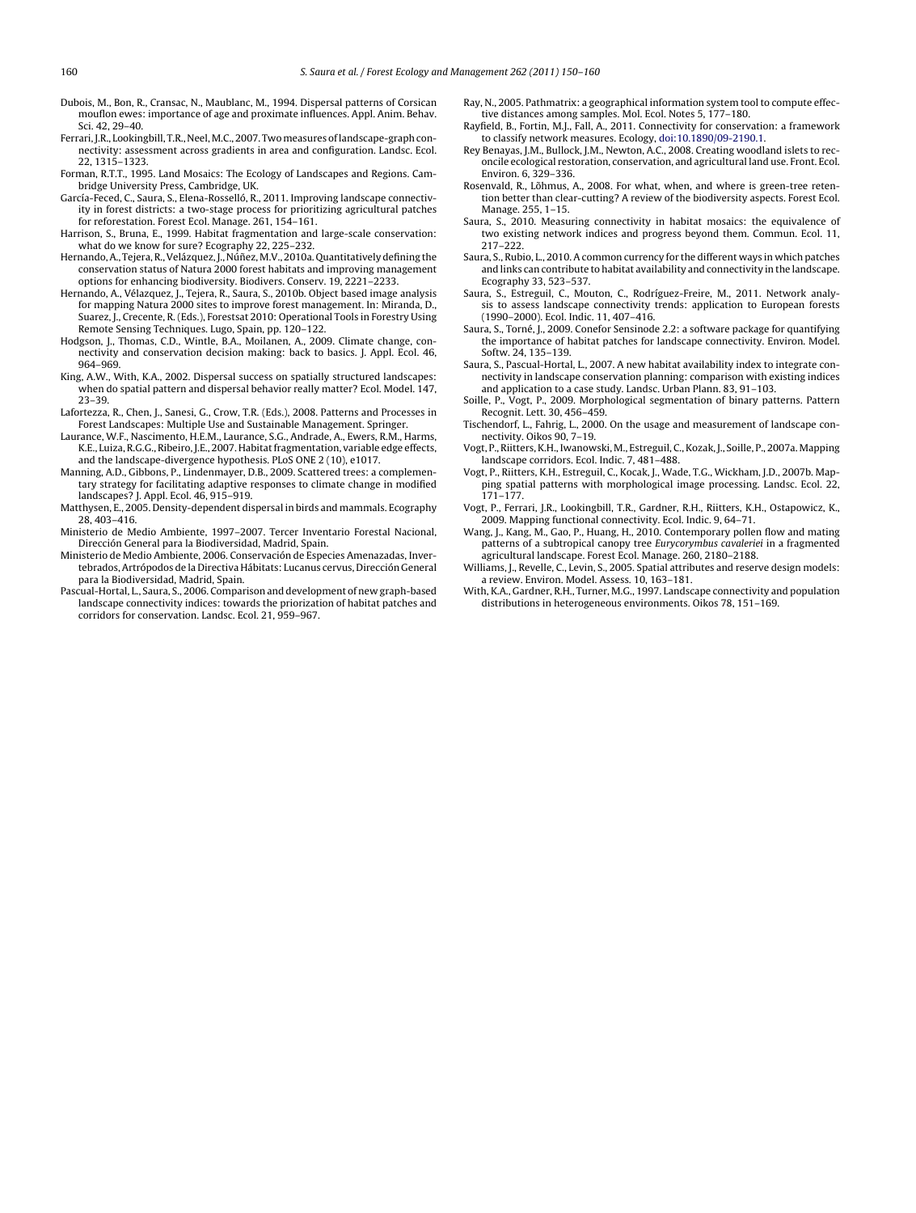Dubois, M., Bon, R., Cransac, N., Maublanc, M., 1994. Dispersal patterns of Corsican mouflon ewes: importance of age and proximate influences. Appl. Anim. Behav. Sci. 42, 29–40.

Ferrari, J.R., Lookingbill, T.R., Neel, M.C., 2007. Two measures of landscape-graph connectivity: assessment across gradients in area and configuration. Landsc. Ecol. 22, 1315–1323.

Forman, R.T.T., 1995. Land Mosaics: The Ecology of Landscapes and Regions. Cambridge University Press, Cambridge, UK.

García-Feced, C., Saura, S., Elena-Rosselló, R., 2011. Improving landscape connectivity in forest districts: a two-stage process for prioritizing agricultural patches for reforestation. Forest Ecol. Manage. 261, 154–161.

Harrison, S., Bruna, E., 1999. Habitat fragmentation and large-scale conservation: what do we know for sure? Ecography 22, 225–232.

Hernando, A., Tejera, R., Velázquez, J., Núñez, M.V., 2010a. Quantitatively defining the conservation status of Natura 2000 forest habitats and improving management options for enhancing biodiversity. Biodivers. Conserv. 19, 2221–2233.

Hernando, A., Vélazquez, J., Tejera, R., Saura, S., 2010b. Object based image analysis for mapping Natura 2000 sites to improve forest management. In: Miranda, D., Suarez, J., Crecente, R. (Eds.), Forestsat 2010: Operational Tools in Forestry Using Remote Sensing Techniques. Lugo, Spain, pp. 120–122.

Hodgson, J., Thomas, C.D., Wintle, B.A., Moilanen, A., 2009. Climate change, connectivity and conservation decision making: back to basics. J. Appl. Ecol. 46, 964–969.

King, A.W., With, K.A., 2002. Dispersal success on spatially structured landscapes: when do spatial pattern and dispersal behavior really matter? Ecol. Model. 147, 23–39.

Lafortezza, R., Chen, J., Sanesi, G., Crow, T.R. (Eds.), 2008. Patterns and Processes in Forest Landscapes: Multiple Use and Sustainable Management. Springer.

Laurance, W.F., Nascimento, H.E.M., Laurance, S.G., Andrade, A., Ewers, R.M., Harms, K.E., Luiza, R.G.G., Ribeiro, J.E., 2007. Habitat fragmentation, variable edge effects, and the landscape-divergence hypothesis. PLoS ONE 2 (10), e1017.

Manning, A.D., Gibbons, P., Lindenmayer, D.B., 2009. Scattered trees: a complementary strategy for facilitating adaptive responses to climate change in modified landscapes? J. Appl. Ecol. 46, 915–919.

Matthysen, E., 2005. Density-dependent dispersal in birds and mammals. Ecography 28, 403–416.

Ministerio de Medio Ambiente, 1997–2007. Tercer Inventario Forestal Nacional, Dirección General para la Biodiversidad, Madrid, Spain.

Ministerio de Medio Ambiente, 2006. Conservación de Especies Amenazadas, Invertebrados, Artrópodos de la Directiva Hábitats: Lucanus cervus, Dirección General para la Biodiversidad, Madrid, Spain.

Pascual-Hortal, L., Saura, S., 2006. Comparison and development of new graph-based landscape connectivity indices: towards the priorization of habitat patches and corridors for conservation. Landsc. Ecol. 21, 959–967.

Ray, N., 2005. Pathmatrix: a geographical information system tool to compute effective distances among samples. Mol. Ecol. Notes 5, 177–180.

Rayfield, B., Fortin, M.J., Fall, A., 2011. Connectivity for conservation: a framework to classify network measures. Ecology, doi:10.1890/09-2190.1.

Rey Benayas, J.M., Bullock, J.M., Newton, A.C., 2008. Creating woodland islets to reconcile ecological restoration, conservation, and agricultural land use. Front. Ecol. Environ. 6, 329–336.

Rosenvald, R., Lõhmus, A., 2008. For what, when, and where is green-tree retention better than clear-cutting? A review of the biodiversity aspects. Forest Ecol. Manage. 255, 1–15.

Saura, S., 2010. Measuring connectivity in habitat mosaics: the equivalence of two existing network indices and progress beyond them. Commun. Ecol. 11, 217–222.

Saura, S., Rubio, L., 2010. A common currency for the different ways in which patches and links can contribute to habitat availability and connectivity in the landscape. Ecography 33, 523–537.

Saura, S., Estreguil, C., Mouton, C., Rodríguez-Freire, M., 2011. Network analysis to assess landscape connectivity trends: application to European forests (1990–2000). Ecol. Indic. 11, 407–416.

Saura, S., Torné, J., 2009. Conefor Sensinode 2.2: a software package for quantifying the importance of habitat patches for landscape connectivity. Environ. Model. Softw. 24, 135–139.

Saura, S., Pascual-Hortal, L., 2007. A new habitat availability index to integrate connectivity in landscape conservation planning: comparison with existing indices and application to a case study. Landsc. Urban Plann. 83, 91–103.

Soille, P., Vogt, P., 2009. Morphological segmentation of binary patterns. Pattern Recognit. Lett. 30, 456–459.

Tischendorf, L., Fahrig, L., 2000. On the usage and measurement of landscape connectivity. Oikos 90, 7–19.

Vogt, P., Riitters, K.H., Iwanowski, M., Estreguil, C., Kozak, J., Soille, P., 2007a. Mapping landscape corridors. Ecol. Indic. 7, 481–488.

Vogt, P., Riitters, K.H., Estreguil, C., Kocak, J., Wade, T.G., Wickham, J.D., 2007b. Mapping spatial patterns with morphological image processing. Landsc. Ecol. 22, 171–177.

Vogt, P., Ferrari, J.R., Lookingbill, T.R., Gardner, R.H., Riitters, K.H., Ostapowicz, K., 2009. Mapping functional connectivity. Ecol. Indic. 9, 64–71.

Wang, J., Kang, M., Gao, P., Huang, H., 2010. Contemporary pollen flow and mating patterns of a subtropical canopy tree *Eurycorymbus cavaleriei* in a fragmented agricultural landscape. Forest Ecol. Manage. 260, 2180–2188.

Williams, J., Revelle, C., Levin, S., 2005. Spatial attributes and reserve design models: a review. Environ. Model. Assess. 10, 163–181.

With, K.A., Gardner, R.H., Turner, M.G., 1997. Landscape connectivity and population distributions in heterogeneous environments. Oikos 78, 151–169.